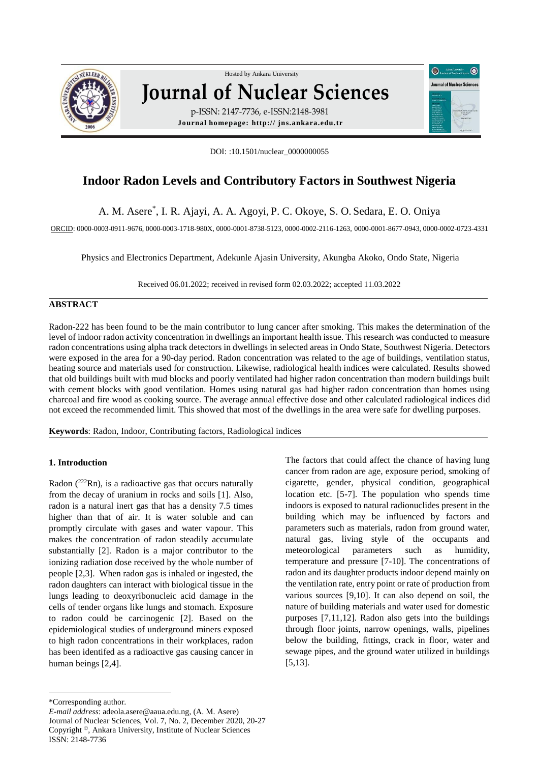DOI: :10.1501/nuclear_0000000055

# Indoor Radon Levels and Contributory Factors in Southwest Nigeria

A. M. Asere*, I. R. Ajayi, A. A. Agoyi, P. C. Okoye, S. O. Sedara, E. O. Oniya

ORCID: 0000-0003-0911-9676, 0000-0003-1718-980X, 0000-0001-8738-5123, 0000-0002-2116-1263, 0000-0001-8677-0943, 0000-0002-0723-4331

Physics and Electronics Department, Adekunle Ajasin University, Akungba Akoko, Ondo State, Nigeria

Received 06.01.2022; received in revised form 02.03.2022; accepted 11.03.2022

## ABSTRACT

Radon-222 has been found to be the main contributor to lung cancer after smoking. This makes the determination of the level of indoor radon activity concentration in dwellings an important health issue. This research was conducted to measure radon concentrations using alpha track detectors in dwellings in selected areas in Ondo State, Southwest Nigeria. Detectors were exposed in the area for a 90-day period. Radon concentration was related to the age of buildings, ventilation status, heating source and materials used for construction. Likewise, radiological health indices were calculated. Results showed that old buildings built with mud blocks and poorly ventilated had higher radon concentration than modern buildings built with cement blocks with good ventilation. Homes using natural gas had higher radon concentration than homes using charcoal and fire wood as cooking source. The average annual effective dose and other calculated radiological indices did not exceed the recommended limit. This showed that most of the dwellings in the area were safe for dwelling purposes.

**Keywords**: Radon, Indoor, Contributing factors, Radiological indices

## 1. Introduction

Radon ($^{222}Rn$), is a radioactive gas that occurs naturally from the decay of uranium in rocks and soils [1]. Also, radon is a natural inert gas that has a density 7.5 times higher than that of air. It is water soluble and can promptly circulate with gases and water vapour. This makes the concentration of radon steadily accumulate substantially [2]. Radon is a major contributor to the ionizing radiation dose received by the whole number of people [2,3]. When radon gas is inhaled or ingested, the radon daughters can interact with biological tissue in the lungs leading to deoxyribonucleic acid damage in the cells of tender organs like lungs and stomach. Exposure to radon could be carcinogenic [2]. Based on the epidemiological studies of underground miners exposed to high radon concentrations in their workplaces, radon has been identifed as a radioactive gas causing cancer in human beings [2,4].

The factors that could affect the chance of having lung cancer from radon are age, exposure period, smoking of cigarette, gender, physical condition, geographical location etc. [5-7]. The population who spends time indoors is exposed to natural radionuclides present in the building which may be influenced by factors and parameters such as materials, radon from ground water, natural gas, living style of the occupants and meteorological parameters such as humidity, temperature and pressure [7-10]. The concentrations of radon and its daughter products indoor depend mainly on the ventilation rate, entry point or rate of production from various sources [9,10]. It can also depend on soil, the nature of building materials and water used for domestic purposes [7,11,12]. Radon also gets into the buildings through floor joints, narrow openings, walls, pipelines below the building, fittings, crack in floor, water and sewage pipes, and the ground water utilized in buildings [5,13].

*Corresponding author.

*E-mail address*: adeola.asere@aaua.edu.ng, (A. M. Asere)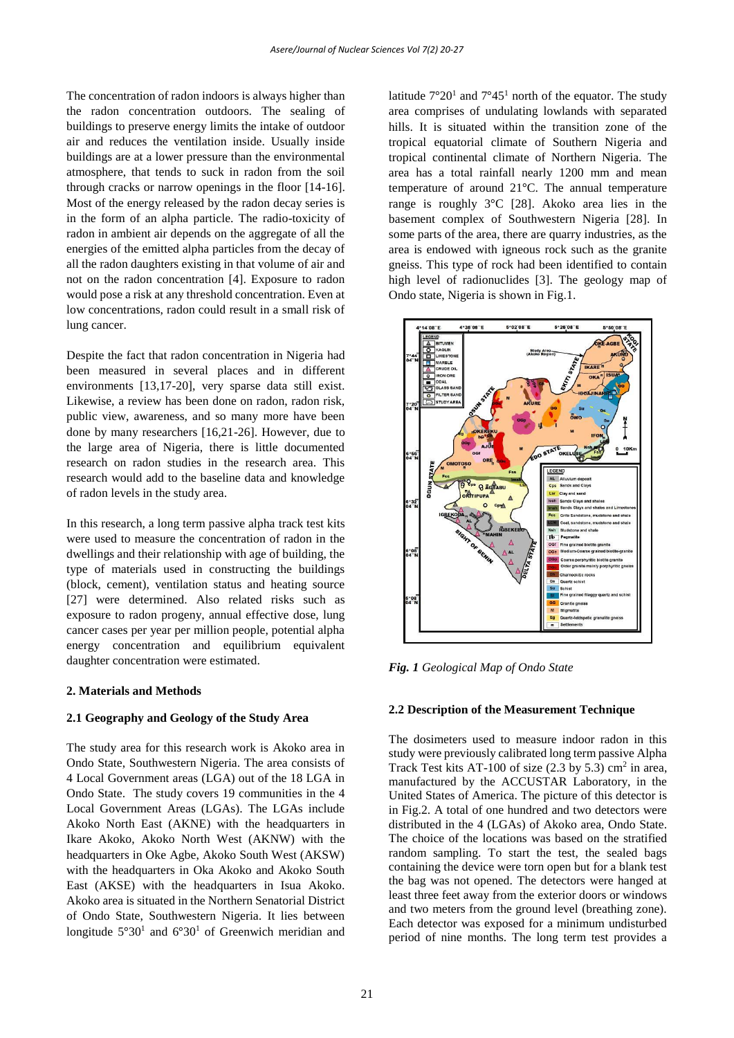The concentration of radon indoors is always higher than the radon concentration outdoors. The sealing of buildings to preserve energy limits the intake of outdoor air and reduces the ventilation inside. Usually inside buildings are at a lower pressure than the environmental atmosphere, that tends to suck in radon from the soil through cracks or narrow openings in the floor [14-16]. Most of the energy released by the radon decay series is in the form of an alpha particle. The radio-toxicity of radon in ambient air depends on the aggregate of all the energies of the emitted alpha particles from the decay of all the radon daughters existing in that volume of air and not on the radon concentration [4]. Exposure to radon would pose a risk at any threshold concentration. Even at low concentrations, radon could result in a small risk of lung cancer.

Despite the fact that radon concentration in Nigeria had been measured in several places and in different environments [13,17-20], very sparse data still exist. Likewise, a review has been done on radon, radon risk, public view, awareness, and so many more have been done by many researchers [16,21-26]. However, due to the large area of Nigeria, there is little documented research on radon studies in the research area. This research would add to the baseline data and knowledge of radon levels in the study area.

In this research, a long term passive alpha track test kits were used to measure the concentration of radon in the dwellings and their relationship with age of building, the type of materials used in constructing the buildings (block, cement), ventilation status and heating source [27] were determined. Also related risks such as exposure to radon progeny, annual effective dose, lung cancer cases per year per million people, potential alpha energy concentration and equilibrium equivalent daughter concentration were estimated.

## 2. Materials and Methods

### 2.1 Geography and Geology of the Study Area

The study area for this research work is Akoko area in Ondo State, Southwestern Nigeria. The area consists of 4 Local Government areas (LGA) out of the 18 LGA in Ondo State. The study covers 19 communities in the 4 Local Government Areas (LGAs). The LGAs include Akoko North East (AKNE) with the headquarters in Ikare Akoko, Akoko North West (AKNW) with the headquarters in Oke Agbe, Akoko South West (AKSW) with the headquarters in Oka Akoko and Akoko South East (AKSE) with the headquarters in Isua Akoko. Akoko area is situated in the Northern Senatorial District of Ondo State, Southwestern Nigeria. It lies between longitude 5°30[1] and 6°30[1] of Greenwich meridian and latitude 7°20[1] and 7°45[1] north of the equator. The study area comprises of undulating lowlands with separated hills. It is situated within the transition zone of the tropical equatorial climate of Southern Nigeria and tropical continental climate of Northern Nigeria. The area has a total rainfall nearly 1200 mm and mean temperature of around 21°C. The annual temperature range is roughly 3°C [28]. Akoko area lies in the basement complex of Southwestern Nigeria [28]. In some parts of the area, there are quarry industries, as the area is endowed with igneous rock such as the granite gneiss. This type of rock had been identified to contain high level of radionuclides [3]. The geology map of Ondo state, Nigeria is shown in Fig.1.

***Fig. 1*** *Geological Map of Ondo State*

### 2.2 Description of the Measurement Technique

The dosimeters used to measure indoor radon in this study were previously calibrated long term passive Alpha Track Test kits AT-100 of size (2.3 by 5.3) cm$^2$ in area, manufactured by the ACCUSTAR Laboratory, in the United States of America. The picture of this detector is in Fig.2. A total of one hundred and two detectors were distributed in the 4 (LGAs) of Akoko area, Ondo State. The choice of the locations was based on the stratified random sampling. To start the test, the sealed bags containing the device were torn open but for a blank test the bag was not opened. The detectors were hanged at least three feet away from the exterior doors or windows and two meters from the ground level (breathing zone). Each detector was exposed for a minimum undisturbed period of nine months. The long term test provides a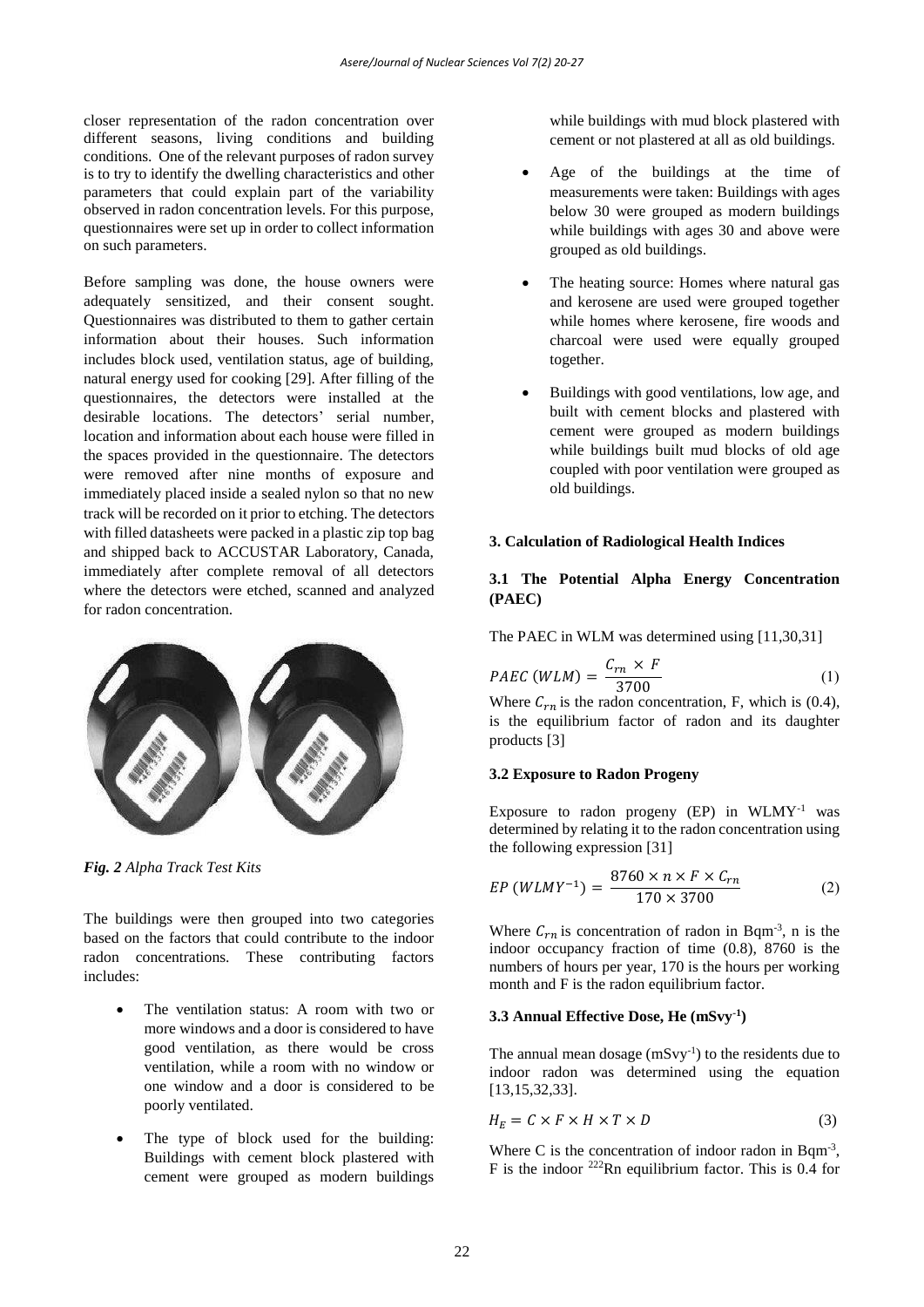closer representation of the radon concentration over different seasons, living conditions and building conditions. One of the relevant purposes of radon survey is to try to identify the dwelling characteristics and other parameters that could explain part of the variability observed in radon concentration levels. For this purpose, questionnaires were set up in order to collect information on such parameters.

Before sampling was done, the house owners were adequately sensitized, and their consent sought. Questionnaires was distributed to them to gather certain information about their houses. Such information includes block used, ventilation status, age of building, natural energy used for cooking [29]. After filling of the questionnaires, the detectors were installed at the desirable locations. The detectors' serial number, location and information about each house were filled in the spaces provided in the questionnaire. The detectors were removed after nine months of exposure and immediately placed inside a sealed nylon so that no new track will be recorded on it prior to etching. The detectors with filled datasheets were packed in a plastic zip top bag and shipped back to ACCUSTAR Laboratory, Canada, immediately after complete removal of all detectors where the detectors were etched, scanned and analyzed for radon concentration.

***Fig. 2*** *Alpha Track Test Kits*

The buildings were then grouped into two categories based on the factors that could contribute to the indoor radon concentrations. These contributing factors includes:

- The ventilation status: A room with two or more windows and a door is considered to have good ventilation, as there would be cross ventilation, while a room with no window or one window and a door is considered to be poorly ventilated.
- The type of block used for the building: Buildings with cement block plastered with cement were grouped as modern buildings while buildings with mud block plastered with cement or not plastered at all as old buildings.
- Age of the buildings at the time of measurements were taken: Buildings with ages below 30 were grouped as modern buildings while buildings with ages 30 and above were grouped as old buildings.
- The heating source: Homes where natural gas and kerosene are used were grouped together while homes where kerosene, fire woods and charcoal were used were equally grouped together.
- Buildings with good ventilations, low age, and built with cement blocks and plastered with cement were grouped as modern buildings while buildings built mud blocks of old age coupled with poor ventilation were grouped as old buildings.

## 3. Calculation of Radiological Health Indices

### 3.1 The Potential Alpha Energy Concentration (PAEC)

The PAEC in WLM was determined using [11,30,31]

$$PAEC\ (WLM) = \frac{C_{rn} \times F}{3700} \tag{1}$$

Where $C_{rn}$ is the radon concentration, F, which is (0.4), is the equilibrium factor of radon and its daughter products [3]

### 3.2 Exposure to Radon Progeny

Exposure to radon progeny (EP) in $WLMY^{-1}$ was determined by relating it to the radon concentration using the following expression [31]

$$EP\ (WLMY^{-1}) = \frac{8760 \times n \times F \times C_{rn}}{170 \times 3700} \tag{2}$$

Where $C_{rn}$ is concentration of radon in $Bqm^{-3}$, n is the indoor occupancy fraction of time (0.8), 8760 is the numbers of hours per year, 170 is the hours per working month and F is the radon equilibrium factor.

### 3.3 Annual Effective Dose, He ($mSvy^{-1}$)

The annual mean dosage ($mSvy^{-1}$) to the residents due to indoor radon was determined using the equation [13,15,32,33].

$$H_E = C \times F \times H \times T \times D \tag{3}$$

Where C is the concentration of indoor radon in $Bqm^{-3}$, F is the indoor $^{222}Rn$ equilibrium factor. This is 0.4 for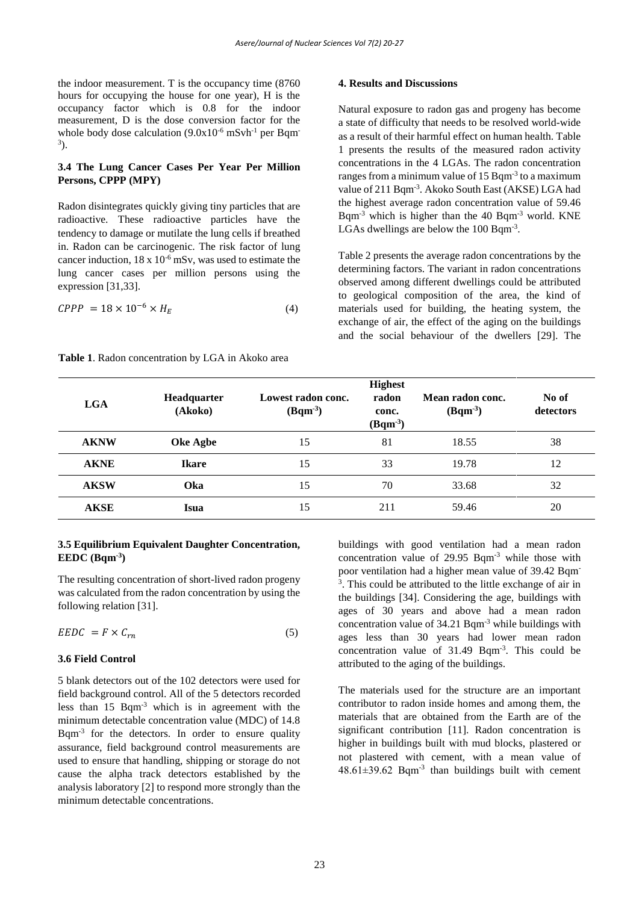the indoor measurement. T is the occupancy time (8760 hours for occupying the house for one year), H is the occupancy factor which is 0.8 for the indoor measurement, D is the dose conversion factor for the whole body dose calculation ($9.0 \times 10^{-6}$ mSvh$^{-1}$ per Bqm$^{-3}$).

### 3.4 The Lung Cancer Cases Per Year Per Million Persons, CPPP (MPY)

Radon disintegrates quickly giving tiny particles that are radioactive. These radioactive particles have the tendency to damage or mutilate the lung cells if breathed in. Radon can be carcinogenic. The risk factor of lung cancer induction, $18 \times 10^{-6}$ mSv, was used to estimate the lung cancer cases per million persons using the expression [31,33].

$$CPPP = 18 \times 10^{-6} \times H_E \tag{4}$$

### 3.5 Equilibrium Equivalent Daughter Concentration, EEDC (Bqm$^{-3}$)

The resulting concentration of short-lived radon progeny was calculated from the radon concentration by using the following relation [31].

$$EEDC = F \times C_{rn} \tag{5}$$

### 3.6 Field Control

5 blank detectors out of the 102 detectors were used for field background control. All of the 5 detectors recorded less than 15 Bqm$^{-3}$ which is in agreement with the minimum detectable concentration value (MDC) of 14.8 Bqm$^{-3}$ for the detectors. In order to ensure quality assurance, field background control measurements are used to ensure that handling, shipping or storage do not cause the alpha track detectors established by the analysis laboratory [2] to respond more strongly than the minimum detectable concentrations.

## 4. Results and Discussions

Natural exposure to radon gas and progeny has become a state of difficulty that needs to be resolved world-wide as a result of their harmful effect on human health. Table 1 presents the results of the measured radon activity concentrations in the 4 LGAs. The radon concentration ranges from a minimum value of 15 Bqm$^{-3}$ to a maximum value of 211 Bqm$^{-3}$. Akoko South East (AKSE) LGA had the highest average radon concentration value of 59.46 Bqm$^{-3}$ which is higher than the 40 Bqm$^{-3}$ world. KNE LGAs dwellings are below the 100 Bqm$^{-3}$.

**Table 1**. Radon concentration by LGA in Akoko area

| LGA | Headquarter (Akoko) | Lowest radon conc. (Bqm$^{-3}$) | Highest radon conc. (Bqm$^{-3}$) | Mean radon conc. (Bqm$^{-3}$) | No of detectors |
|---|---|---|---|---|---|
| **AKNW** | **Oke Agbe** | 15 | 81 | 18.55 | 38 |
| **AKNE** | **Ikare** | 15 | 33 | 19.78 | 12 |
| **AKSW** | **Oka** | 15 | 70 | 33.68 | 32 |
| **AKSE** | **Isua** | 15 | 211 | 59.46 | 20 |

Table 2 presents the average radon concentrations by the determining factors. The variant in radon concentrations observed among different dwellings could be attributed to geological composition of the area, the kind of materials used for building, the heating system, the exchange of air, the effect of the aging on the buildings and the social behaviour of the dwellers [29]. The buildings with good ventilation had a mean radon concentration value of 29.95 Bqm$^{-3}$ while those with poor ventilation had a higher mean value of 39.42 Bqm$^{-3}$. This could be attributed to the little exchange of air in the buildings [34]. Considering the age, buildings with ages of 30 years and above had a mean radon concentration value of 34.21 Bqm$^{-3}$ while buildings with ages less than 30 years had lower mean radon concentration value of 31.49 Bqm$^{-3}$. This could be attributed to the aging of the buildings.

The materials used for the structure are an important contributor to radon inside homes and among them, the materials that are obtained from the Earth are of the significant contribution [11]. Radon concentration is higher in buildings built with mud blocks, plastered or not plastered with cement, with a mean value of $48.61 \pm 39.62$ Bqm$^{-3}$ than buildings built with cement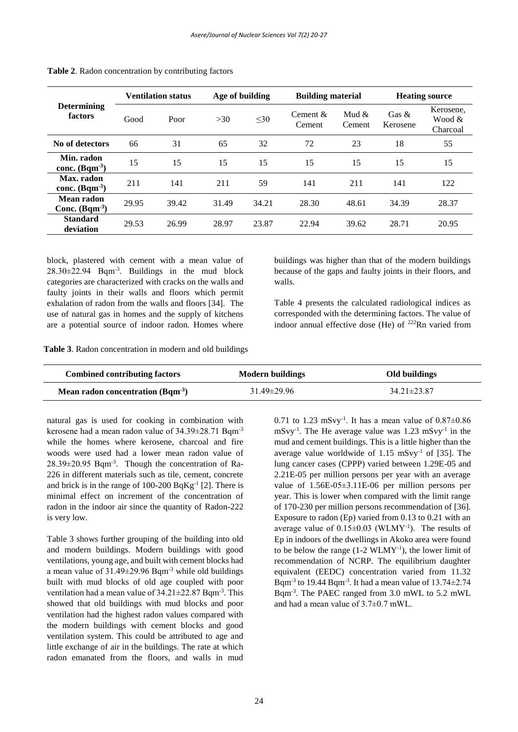**Table 2**. Radon concentration by contributing factors

| Determining factors | Ventilation status | | Age of building | | Building material | | Heating source | |
|---|---|---|---|---|---|---|---|---|
| | Good | Poor | >30 | ≤30 | Cement & Cement | Mud & Cement | Gas & Kerosene | Kerosene, Wood & Charcoal |
| **No of detectors** | 66 | 31 | 65 | 32 | 72 | 23 | 18 | 55 |
| **Min. radon conc. ($Bqm^{-3}$)** | 15 | 15 | 15 | 15 | 15 | 15 | 15 | 15 |
| **Max. radon conc. ($Bqm^{-3}$)** | 211 | 141 | 211 | 59 | 141 | 211 | 141 | 122 |
| **Mean radon Conc. ($Bqm^{-3}$)** | 29.95 | 39.42 | 31.49 | 34.21 | 28.30 | 48.61 | 34.39 | 28.37 |
| **Standard deviation** | 29.53 | 26.99 | 28.97 | 23.87 | 22.94 | 39.62 | 28.71 | 20.95 |

block, plastered with cement with a mean value of 28.30±22.94 $Bqm^{-3}$. Buildings in the mud block categories are characterized with cracks on the walls and faulty joints in their walls and floors which permit exhalation of radon from the walls and floors [34]. The use of natural gas in homes and the supply of kitchens are a potential source of indoor radon. Homes where natural gas is used for cooking in combination with kerosene had a mean radon value of 34.39±28.71 $Bqm^{-3}$ while the homes where kerosene, charcoal and fire woods were used had a lower mean radon value of 28.39±20.95 $Bqm^{-3}$. Though the concentration of Ra-226 in different materials such as tile, cement, concrete and brick is in the range of 100-200 $BqKg^{-1}$ [2]. There is minimal effect on increment of the concentration of radon in the indoor air since the quantity of Radon-222 is very low.

**Table 3**. Radon concentration in modern and old buildings

| Combined contributing factors | Modern buildings | Old buildings |
|---|---|---|
| **Mean radon concentration ($Bqm^{-3}$)** | 31.49±29.96 | 34.21±23.87 |

Table 3 shows further grouping of the building into old and modern buildings. Modern buildings with good ventilations, young age, and built with cement blocks had a mean value of 31.49±29.96 $Bqm^{-3}$ while old buildings built with mud blocks of old age coupled with poor ventilation had a mean value of 34.21±22.87 $Bqm^{-3}$. This showed that old buildings with mud blocks and poor ventilation had the highest radon values compared with the modern buildings with cement blocks and good ventilation system. This could be attributed to age and little exchange of air in the buildings. The rate at which radon emanated from the floors, and walls in mud buildings was higher than that of the modern buildings because of the gaps and faulty joints in their floors, and walls.

Table 4 presents the calculated radiological indices as corresponded with the determining factors. The value of indoor annual effective dose (He) of $^{222}$Rn varied from 0.71 to 1.23 $mSvy^{-1}$. It has a mean value of 0.87±0.86 $mSvy^{-1}$. The He average value was 1.23 $mSvy^{-1}$ in the mud and cement buildings. This is a little higher than the average value worldwide of 1.15 $mSvy^{-1}$ of [35]. The lung cancer cases (CPPP) varied between 1.29E-05 and 2.21E-05 per million persons per year with an average value of 1.56E-05±3.11E-06 per million persons per year. This is lower when compared with the limit range of 170-230 per million persons recommendation of [36]. Exposure to radon (Ep) varied from 0.13 to 0.21 with an average value of 0.15±0.03 ($WLMY^{-1}$). The results of Ep in indoors of the dwellings in Akoko area were found to be below the range (1-2 $WLMY^{-1}$), the lower limit of recommendation of NCRP. The equilibrium daughter equivalent (EEDC) concentration varied from 11.32 $Bqm^{-3}$ to 19.44 $Bqm^{-3}$. It had a mean value of 13.74±2.74 $Bqm^{-3}$. The PAEC ranged from 3.0 mWL to 5.2 mWL and had a mean value of 3.7±0.7 mWL.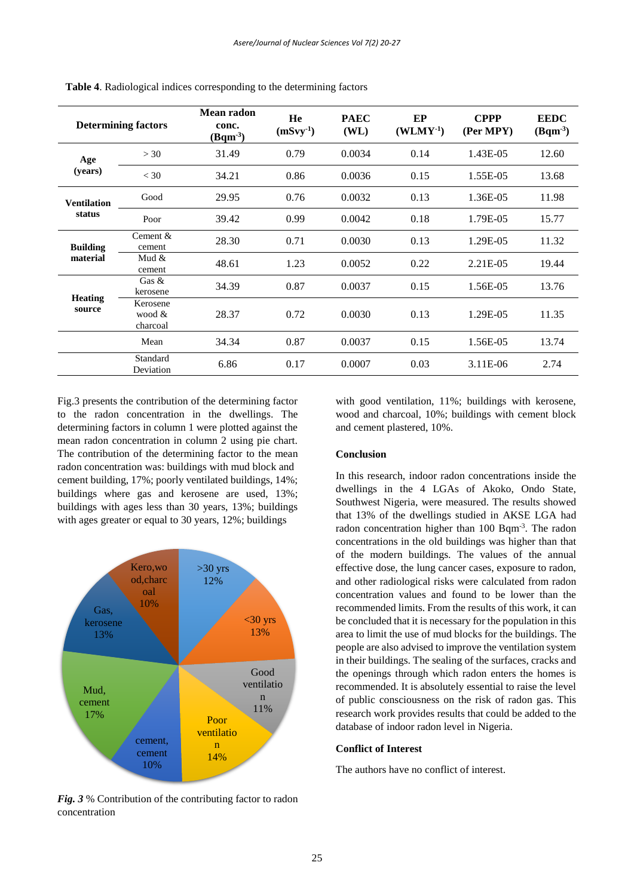**Table 4**. Radiological indices corresponding to the determining factors

| Determining factors | | Mean radon conc. ($Bqm^{-3}$) | He ($mSvy^{-1}$) | PAEC (WL) | EP ($WLMY^{-1}$) | CPPP (Per MPY) | EEDC ($Bqm^{-3}$) |
|---|---|---|---|---|---|---|---|
| Age (years) | > 30 | 31.49 | 0.79 | 0.0034 | 0.14 | 1.43E-05 | 12.60 |
| | < 30 | 34.21 | 0.86 | 0.0036 | 0.15 | 1.55E-05 | 13.68 |
| Ventilation status | Good | 29.95 | 0.76 | 0.0032 | 0.13 | 1.36E-05 | 11.98 |
| | Poor | 39.42 | 0.99 | 0.0042 | 0.18 | 1.79E-05 | 15.77 |
| Building material | Cement & cement | 28.30 | 0.71 | 0.0030 | 0.13 | 1.29E-05 | 11.32 |
| | Mud & cement | 48.61 | 1.23 | 0.0052 | 0.22 | 2.21E-05 | 19.44 |
| Heating source | Gas & kerosene | 34.39 | 0.87 | 0.0037 | 0.15 | 1.56E-05 | 13.76 |
| | Kerosene wood & charcoal | 28.37 | 0.72 | 0.0030 | 0.13 | 1.29E-05 | 11.35 |
| | Mean | 34.34 | 0.87 | 0.0037 | 0.15 | 1.56E-05 | 13.74 |
| | Standard Deviation | 6.86 | 0.17 | 0.0007 | 0.03 | 3.11E-06 | 2.74 |

Fig.3 presents the contribution of the determining factor to the radon concentration in the dwellings. The determining factors in column 1 were plotted against the mean radon concentration in column 2 using pie chart. The contribution of the determining factor to the mean radon concentration was: buildings with mud block and cement building, 17%; poorly ventilated buildings, 14%; buildings where gas and kerosene are used, 13%; buildings with ages less than 30 years, 13%; buildings with ages greater or equal to 30 years, 12%; buildings with good ventilation, 11%; buildings with kerosene, wood and charcoal, 10%; buildings with cement block and cement plastered, 10%.

*Fig. 3* % Contribution of the contributing factor to radon concentration

## Conclusion

In this research, indoor radon concentrations inside the dwellings in the 4 LGAs of Akoko, Ondo State, Southwest Nigeria, were measured. The results showed that 13% of the dwellings studied in AKSE LGA had radon concentration higher than 100 $Bqm^{-3}$. The radon concentrations in the old buildings was higher than that of the modern buildings. The values of the annual effective dose, the lung cancer cases, exposure to radon, and other radiological risks were calculated from radon concentration values and found to be lower than the recommended limits. From the results of this work, it can be concluded that it is necessary for the population in this area to limit the use of mud blocks for the buildings. The people are also advised to improve the ventilation system in their buildings. The sealing of the surfaces, cracks and the openings through which radon enters the homes is recommended. It is absolutely essential to raise the level of public consciousness on the risk of radon gas. This research work provides results that could be added to the database of indoor radon level in Nigeria.

## Conflict of Interest

The authors have no conflict of interest.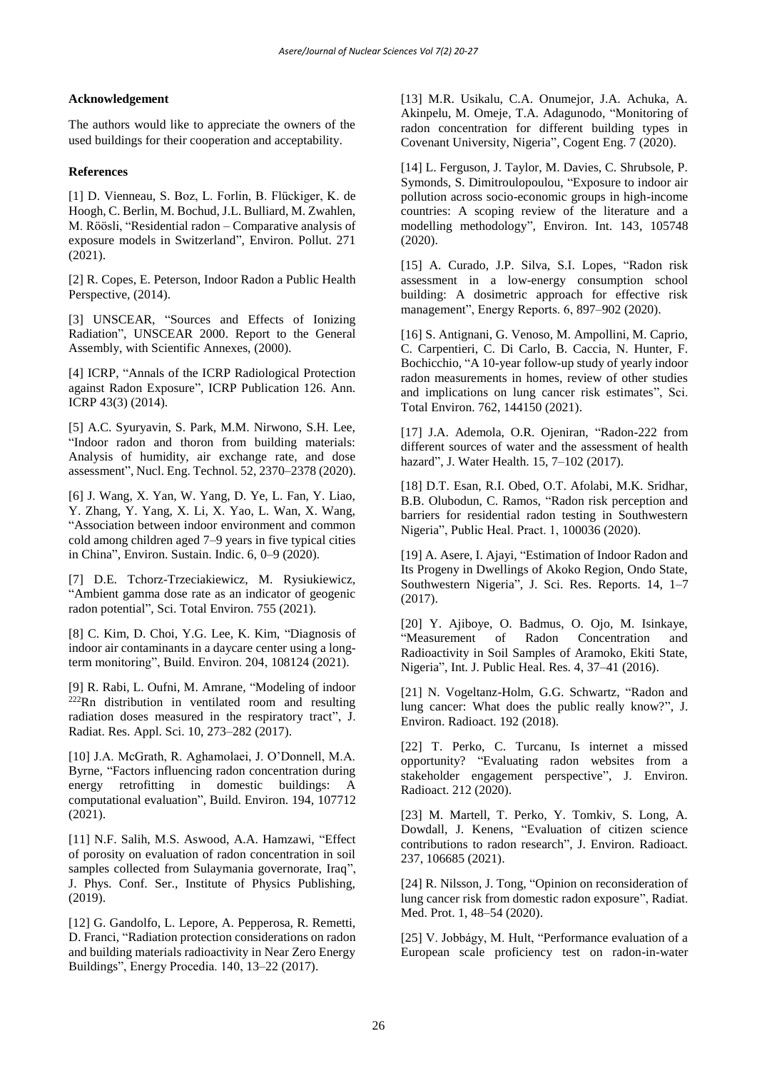### Acknowledgement

The authors would like to appreciate the owners of the used buildings for their cooperation and acceptability.

### References

[1] D. Vienneau, S. Boz, L. Forlin, B. Flückiger, K. de Hoogh, C. Berlin, M. Bochud, J.L. Bulliard, M. Zwahlen, M. Röösli, "Residential radon – Comparative analysis of exposure models in Switzerland", Environ. Pollut. 271 (2021).

[2] R. Copes, E. Peterson, Indoor Radon a Public Health Perspective, (2014).

[3] UNSCEAR, "Sources and Effects of Ionizing Radiation", UNSCEAR 2000. Report to the General Assembly, with Scientific Annexes, (2000).

[4] ICRP, "Annals of the ICRP Radiological Protection against Radon Exposure", ICRP Publication 126. Ann. ICRP 43(3) (2014).

[5] A.C. Syuryavin, S. Park, M.M. Nirwono, S.H. Lee, "Indoor radon and thoron from building materials: Analysis of humidity, air exchange rate, and dose assessment", Nucl. Eng. Technol. 52, 2370–2378 (2020).

[6] J. Wang, X. Yan, W. Yang, D. Ye, L. Fan, Y. Liao, Y. Zhang, Y. Yang, X. Li, X. Yao, L. Wan, X. Wang, "Association between indoor environment and common cold among children aged 7–9 years in five typical cities in China", Environ. Sustain. Indic. 6, 0–9 (2020).

[7] D.E. Tchorz-Trzeciakiewicz, M. Rysiukiewicz, "Ambient gamma dose rate as an indicator of geogenic radon potential", Sci. Total Environ. 755 (2021).

[8] C. Kim, D. Choi, Y.G. Lee, K. Kim, "Diagnosis of indoor air contaminants in a daycare center using a long-term monitoring", Build. Environ. 204, 108124 (2021).

[9] R. Rabi, L. Oufni, M. Amrane, "Modeling of indoor $^{222}$Rn distribution in ventilated room and resulting radiation doses measured in the respiratory tract", J. Radiat. Res. Appl. Sci. 10, 273–282 (2017).

[10] J.A. McGrath, R. Aghamolaei, J. O'Donnell, M.A. Byrne, "Factors influencing radon concentration during energy retrofitting in domestic buildings: A computational evaluation", Build. Environ. 194, 107712 (2021).

[11] N.F. Salih, M.S. Aswood, A.A. Hamzawi, "Effect of porosity on evaluation of radon concentration in soil samples collected from Sulaymania governorate, Iraq", J. Phys. Conf. Ser., Institute of Physics Publishing, (2019).

[12] G. Gandolfo, L. Lepore, A. Pepperosa, R. Remetti, D. Franci, "Radiation protection considerations on radon and building materials radioactivity in Near Zero Energy Buildings", Energy Procedia. 140, 13–22 (2017).

[13] M.R. Usikalu, C.A. Onumejor, J.A. Achuka, A. Akinpelu, M. Omeje, T.A. Adagunodo, "Monitoring of radon concentration for different building types in Covenant University, Nigeria", Cogent Eng. 7 (2020).

[14] L. Ferguson, J. Taylor, M. Davies, C. Shrubsole, P. Symonds, S. Dimitroulopoulou, "Exposure to indoor air pollution across socio-economic groups in high-income countries: A scoping review of the literature and a modelling methodology", Environ. Int. 143, 105748 (2020).

[15] A. Curado, J.P. Silva, S.I. Lopes, "Radon risk assessment in a low-energy consumption school building: A dosimetric approach for effective risk management", Energy Reports. 6, 897–902 (2020).

[16] S. Antignani, G. Venoso, M. Ampollini, M. Caprio, C. Carpentieri, C. Di Carlo, B. Caccia, N. Hunter, F. Bochicchio, "A 10-year follow-up study of yearly indoor radon measurements in homes, review of other studies and implications on lung cancer risk estimates", Sci. Total Environ. 762, 144150 (2021).

[17] J.A. Ademola, O.R. Ojeniran, "Radon-222 from different sources of water and the assessment of health hazard", J. Water Health. 15, 7–102 (2017).

[18] D.T. Esan, R.I. Obed, O.T. Afolabi, M.K. Sridhar, B.B. Olubodun, C. Ramos, "Radon risk perception and barriers for residential radon testing in Southwestern Nigeria", Public Heal. Pract. 1, 100036 (2020).

[19] A. Asere, I. Ajayi, "Estimation of Indoor Radon and Its Progeny in Dwellings of Akoko Region, Ondo State, Southwestern Nigeria", J. Sci. Res. Reports. 14, 1–7 (2017).

[20] Y. Ajiboye, O. Badmus, O. Ojo, M. Isinkaye, "Measurement of Radon Concentration and Radioactivity in Soil Samples of Aramoko, Ekiti State, Nigeria", Int. J. Public Heal. Res. 4, 37–41 (2016).

[21] N. Vogeltanz-Holm, G.G. Schwartz, "Radon and lung cancer: What does the public really know?", J. Environ. Radioact. 192 (2018).

[22] T. Perko, C. Turcanu, Is internet a missed opportunity? "Evaluating radon websites from a stakeholder engagement perspective", J. Environ. Radioact. 212 (2020).

[23] M. Martell, T. Perko, Y. Tomkiv, S. Long, A. Dowdall, J. Kenens, "Evaluation of citizen science contributions to radon research", J. Environ. Radioact. 237, 106685 (2021).

[24] R. Nilsson, J. Tong, "Opinion on reconsideration of lung cancer risk from domestic radon exposure", Radiat. Med. Prot. 1, 48–54 (2020).

[25] V. Jobbágy, M. Hult, "Performance evaluation of a European scale proficiency test on radon-in-water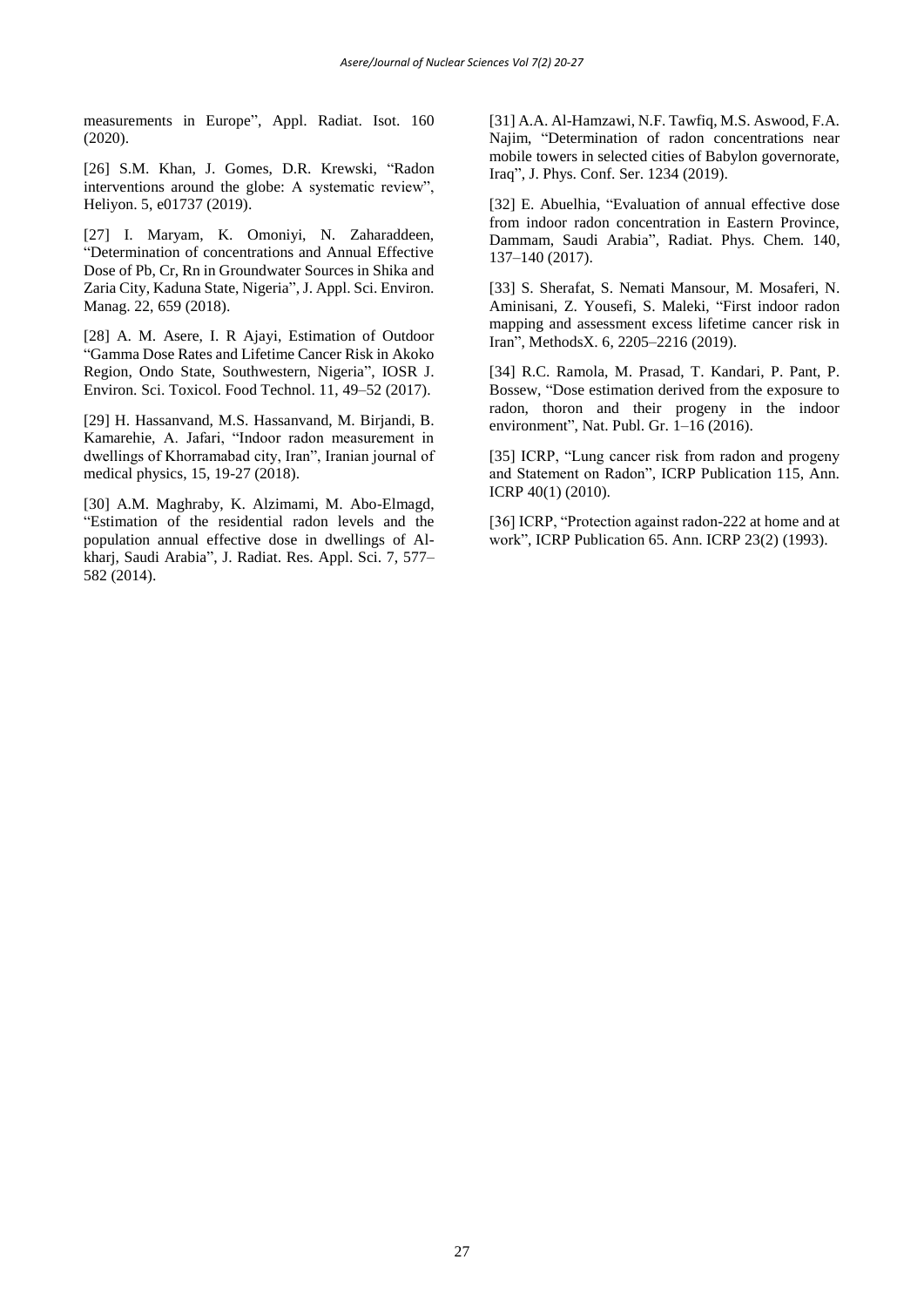measurements in Europe", Appl. Radiat. Isot. 160 (2020).

[26] S.M. Khan, J. Gomes, D.R. Krewski, "Radon interventions around the globe: A systematic review", Heliyon. 5, e01737 (2019).

[27] I. Maryam, K. Omoniyi, N. Zaharaddeen, "Determination of concentrations and Annual Effective Dose of Pb, Cr, Rn in Groundwater Sources in Shika and Zaria City, Kaduna State, Nigeria", J. Appl. Sci. Environ. Manag. 22, 659 (2018).

[28] A. M. Asere, I. R Ajayi, Estimation of Outdoor "Gamma Dose Rates and Lifetime Cancer Risk in Akoko Region, Ondo State, Southwestern, Nigeria", IOSR J. Environ. Sci. Toxicol. Food Technol. 11, 49–52 (2017).

[29] H. Hassanvand, M.S. Hassanvand, M. Birjandi, B. Kamarehie, A. Jafari, "Indoor radon measurement in dwellings of Khorramabad city, Iran", Iranian journal of medical physics, 15, 19-27 (2018).

[30] A.M. Maghraby, K. Alzimami, M. Abo-Elmagd, "Estimation of the residential radon levels and the population annual effective dose in dwellings of Al-kharj, Saudi Arabia", J. Radiat. Res. Appl. Sci. 7, 577–582 (2014).

[31] A.A. Al-Hamzawi, N.F. Tawfiq, M.S. Aswood, F.A. Najim, "Determination of radon concentrations near mobile towers in selected cities of Babylon governorate, Iraq", J. Phys. Conf. Ser. 1234 (2019).

[32] E. Abuelhia, "Evaluation of annual effective dose from indoor radon concentration in Eastern Province, Dammam, Saudi Arabia", Radiat. Phys. Chem. 140, 137–140 (2017).

[33] S. Sherafat, S. Nemati Mansour, M. Mosaferi, N. Aminisani, Z. Yousefi, S. Maleki, "First indoor radon mapping and assessment excess lifetime cancer risk in Iran", MethodsX. 6, 2205–2216 (2019).

[34] R.C. Ramola, M. Prasad, T. Kandari, P. Pant, P. Bossew, "Dose estimation derived from the exposure to radon, thoron and their progeny in the indoor environment", Nat. Publ. Gr. 1–16 (2016).

[35] ICRP, "Lung cancer risk from radon and progeny and Statement on Radon", ICRP Publication 115, Ann. ICRP 40(1) (2010).

[36] ICRP, "Protection against radon-222 at home and at work", ICRP Publication 65. Ann. ICRP 23(2) (1993).